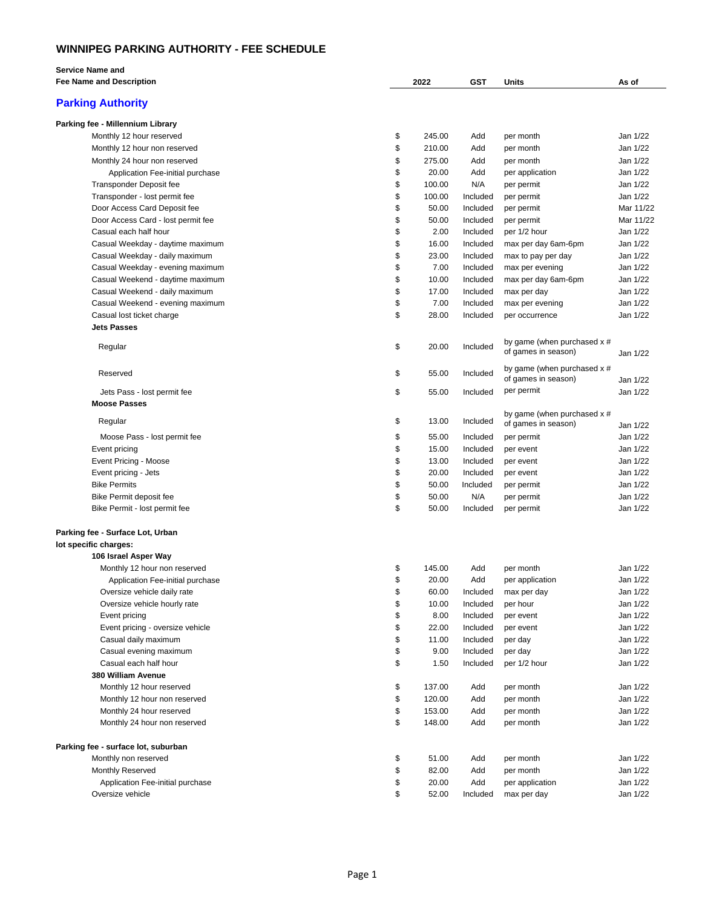# WINNIPEG PARKING AUTHORITY - FEE SCHEDULE

| Service Name and Fee Name and Description | | 2022 | GST | Units | As of |
|---|---|---|---|---|---|
| **Parking Authority** | | | | | |
| **Parking fee - Millennium Library** | | | | | |
| Monthly 12 hour reserved | $ | 245.00 | Add | per month | Jan 1/22 |
| Monthly 12 hour non reserved | $ | 210.00 | Add | per month | Jan 1/22 |
| Monthly 24 hour non reserved | $ | 275.00 | Add | per month | Jan 1/22 |
| Application Fee-initial purchase | $ | 20.00 | Add | per application | Jan 1/22 |
| Transponder Deposit fee | $ | 100.00 | N/A | per permit | Jan 1/22 |
| Transponder - lost permit fee | $ | 100.00 | Included | per permit | Jan 1/22 |
| Door Access Card Deposit fee | $ | 50.00 | Included | per permit | Mar 11/22 |
| Door Access Card - lost permit fee | $ | 50.00 | Included | per permit | Mar 11/22 |
| Casual each half hour | $ | 2.00 | Included | per 1/2 hour | Jan 1/22 |
| Casual Weekday - daytime maximum | $ | 16.00 | Included | max per day 6am-6pm | Jan 1/22 |
| Casual Weekday - daily maximum | $ | 23.00 | Included | max to pay per day | Jan 1/22 |
| Casual Weekday - evening maximum | $ | 7.00 | Included | max per evening | Jan 1/22 |
| Casual Weekend - daytime maximum | $ | 10.00 | Included | max per day 6am-6pm | Jan 1/22 |
| Casual Weekend - daily maximum | $ | 17.00 | Included | max per day | Jan 1/22 |
| Casual Weekend - evening maximum | $ | 7.00 | Included | max per evening | Jan 1/22 |
| Casual lost ticket charge | $ | 28.00 | Included | per occurrence | Jan 1/22 |
| **Jets Passes** | | | | | |
| Regular | $ | 20.00 | Included | by game (when purchased x # of games in season) | Jan 1/22 |
| Reserved | $ | 55.00 | Included | by game (when purchased x # of games in season) | Jan 1/22 |
| Jets Pass - lost permit fee | $ | 55.00 | Included | per permit | Jan 1/22 |
| **Moose Passes** | | | | | |
| Regular | $ | 13.00 | Included | by game (when purchased x # of games in season) | Jan 1/22 |
| Moose Pass - lost permit fee | $ | 55.00 | Included | per permit | Jan 1/22 |
| Event pricing | $ | 15.00 | Included | per event | Jan 1/22 |
| Event Pricing - Moose | $ | 13.00 | Included | per event | Jan 1/22 |
| Event pricing - Jets | $ | 20.00 | Included | per event | Jan 1/22 |
| Bike Permits | $ | 50.00 | Included | per permit | Jan 1/22 |
| Bike Permit deposit fee | $ | 50.00 | N/A | per permit | Jan 1/22 |
| Bike Permit - lost permit fee | $ | 50.00 | Included | per permit | Jan 1/22 |
| **Parking fee - Surface Lot, Urban lot specific charges:** | | | | | |
| **106 Israel Asper Way** | | | | | |
| Monthly 12 hour non reserved | $ | 145.00 | Add | per month | Jan 1/22 |
| Application Fee-initial purchase | $ | 20.00 | Add | per application | Jan 1/22 |
| Oversize vehicle daily rate | $ | 60.00 | Included | max per day | Jan 1/22 |
| Oversize vehicle hourly rate | $ | 10.00 | Included | per hour | Jan 1/22 |
| Event pricing | $ | 8.00 | Included | per event | Jan 1/22 |
| Event pricing - oversize vehicle | $ | 22.00 | Included | per event | Jan 1/22 |
| Casual daily maximum | $ | 11.00 | Included | per day | Jan 1/22 |
| Casual evening maximum | $ | 9.00 | Included | per day | Jan 1/22 |
| Casual each half hour | $ | 1.50 | Included | per 1/2 hour | Jan 1/22 |
| **380 William Avenue** | | | | | |
| Monthly 12 hour reserved | $ | 137.00 | Add | per month | Jan 1/22 |
| Monthly 12 hour non reserved | $ | 120.00 | Add | per month | Jan 1/22 |
| Monthly 24 hour reserved | $ | 153.00 | Add | per month | Jan 1/22 |
| Monthly 24 hour non reserved | $ | 148.00 | Add | per month | Jan 1/22 |
| **Parking fee - surface lot, suburban** | | | | | |
| Monthly non reserved | $ | 51.00 | Add | per month | Jan 1/22 |
| Monthly Reserved | $ | 82.00 | Add | per month | Jan 1/22 |
| Application Fee-initial purchase | $ | 20.00 | Add | per application | Jan 1/22 |
| Oversize vehicle | $ | 52.00 | Included | max per day | Jan 1/22 |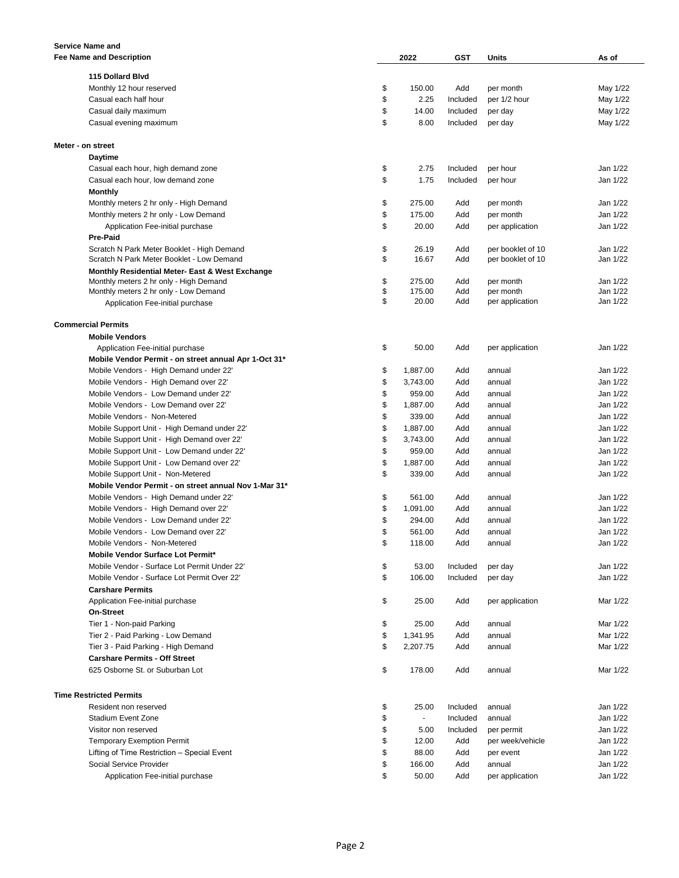| Service Name and Fee Name and Description | | 2022 | GST | Units | As of |
|---|---|---|---|---|---|
| **115 Dollard Blvd** | | | | | |
| Monthly 12 hour reserved | $ | 150.00 | Add | per month | May 1/22 |
| Casual each half hour | $ | 2.25 | Included | per 1/2 hour | May 1/22 |
| Casual daily maximum | $ | 14.00 | Included | per day | May 1/22 |
| Casual evening maximum | $ | 8.00 | Included | per day | May 1/22 |
| **Meter - on street** | | | | | |
| **Daytime** | | | | | |
| Casual each hour, high demand zone | $ | 2.75 | Included | per hour | Jan 1/22 |
| Casual each hour, low demand zone | $ | 1.75 | Included | per hour | Jan 1/22 |
| **Monthly** | | | | | |
| Monthly meters 2 hr only - High Demand | $ | 275.00 | Add | per month | Jan 1/22 |
| Monthly meters 2 hr only - Low Demand | $ | 175.00 | Add | per month | Jan 1/22 |
| Application Fee-initial purchase | $ | 20.00 | Add | per application | Jan 1/22 |
| **Pre-Paid** | | | | | |
| Scratch N Park Meter Booklet - High Demand | $ | 26.19 | Add | per booklet of 10 | Jan 1/22 |
| Scratch N Park Meter Booklet - Low Demand | $ | 16.67 | Add | per booklet of 10 | Jan 1/22 |
| **Monthly Residential Meter- East & West Exchange** | | | | | |
| Monthly meters 2 hr only - High Demand | $ | 275.00 | Add | per month | Jan 1/22 |
| Monthly meters 2 hr only - Low Demand | $ | 175.00 | Add | per month | Jan 1/22 |
| Application Fee-initial purchase | $ | 20.00 | Add | per application | Jan 1/22 |
| **Commercial Permits** | | | | | |
| **Mobile Vendors** | | | | | |
| Application Fee-initial purchase | $ | 50.00 | Add | per application | Jan 1/22 |
| **Mobile Vendor Permit - on street annual Apr 1-Oct 31*** | | | | | |
| Mobile Vendors - High Demand under 22' | $ | 1,887.00 | Add | annual | Jan 1/22 |
| Mobile Vendors - High Demand over 22' | $ | 3,743.00 | Add | annual | Jan 1/22 |
| Mobile Vendors - Low Demand under 22' | $ | 959.00 | Add | annual | Jan 1/22 |
| Mobile Vendors - Low Demand over 22' | $ | 1,887.00 | Add | annual | Jan 1/22 |
| Mobile Vendors - Non-Metered | $ | 339.00 | Add | annual | Jan 1/22 |
| Mobile Support Unit - High Demand under 22' | $ | 1,887.00 | Add | annual | Jan 1/22 |
| Mobile Support Unit - High Demand over 22' | $ | 3,743.00 | Add | annual | Jan 1/22 |
| Mobile Support Unit - Low Demand under 22' | $ | 959.00 | Add | annual | Jan 1/22 |
| Mobile Support Unit - Low Demand over 22' | $ | 1,887.00 | Add | annual | Jan 1/22 |
| Mobile Support Unit - Non-Metered | $ | 339.00 | Add | annual | Jan 1/22 |
| **Mobile Vendor Permit - on street annual Nov 1-Mar 31*** | | | | | |
| Mobile Vendors - High Demand under 22' | $ | 561.00 | Add | annual | Jan 1/22 |
| Mobile Vendors - High Demand over 22' | $ | 1,091.00 | Add | annual | Jan 1/22 |
| Mobile Vendors - Low Demand under 22' | $ | 294.00 | Add | annual | Jan 1/22 |
| Mobile Vendors - Low Demand over 22' | $ | 561.00 | Add | annual | Jan 1/22 |
| Mobile Vendors - Non-Metered | $ | 118.00 | Add | annual | Jan 1/22 |
| **Mobile Vendor Surface Lot Permit*** | | | | | |
| Mobile Vendor - Surface Lot Permit Under 22' | $ | 53.00 | Included | per day | Jan 1/22 |
| Mobile Vendor - Surface Lot Permit Over 22' | $ | 106.00 | Included | per day | Jan 1/22 |
| **Carshare Permits** | | | | | |
| Application Fee-initial purchase | $ | 25.00 | Add | per application | Mar 1/22 |
| **On-Street** | | | | | |
| Tier 1 - Non-paid Parking | $ | 25.00 | Add | annual | Mar 1/22 |
| Tier 2 - Paid Parking - Low Demand | $ | 1,341.95 | Add | annual | Mar 1/22 |
| Tier 3 - Paid Parking - High Demand | $ | 2,207.75 | Add | annual | Mar 1/22 |
| **Carshare Permits - Off Street** | | | | | |
| 625 Osborne St. or Suburban Lot | $ | 178.00 | Add | annual | Mar 1/22 |
| **Time Restricted Permits** | | | | | |
| Resident non reserved | $ | 25.00 | Included | annual | Jan 1/22 |
| Stadium Event Zone | $ | - | Included | annual | Jan 1/22 |
| Visitor non reserved | $ | 5.00 | Included | per permit | Jan 1/22 |
| Temporary Exemption Permit | $ | 12.00 | Add | per week/vehicle | Jan 1/22 |
| Lifting of Time Restriction – Special Event | $ | 88.00 | Add | per event | Jan 1/22 |
| Social Service Provider | $ | 166.00 | Add | annual | Jan 1/22 |
| Application Fee-initial purchase | $ | 50.00 | Add | per application | Jan 1/22 |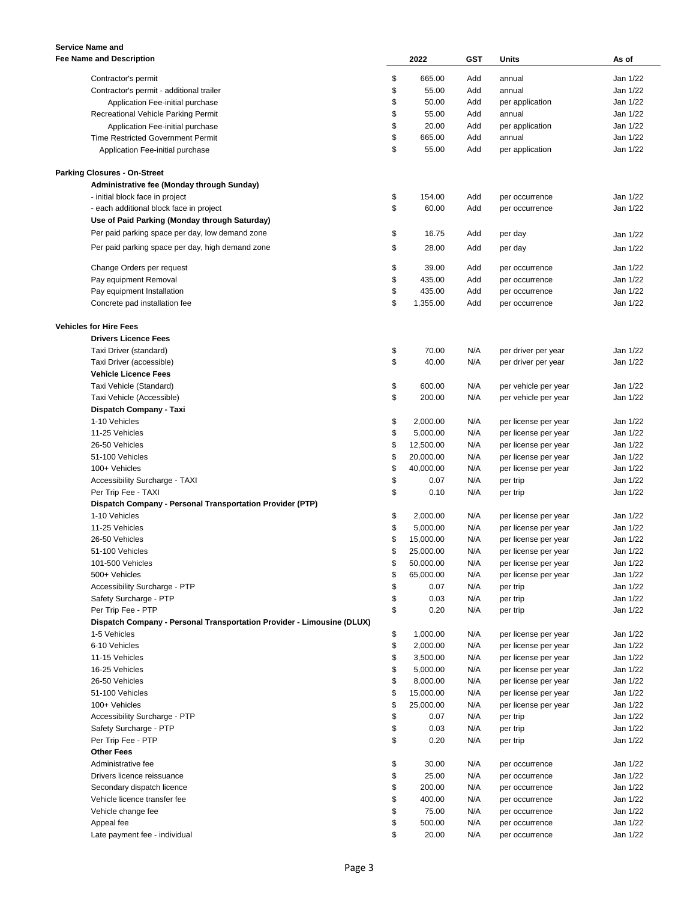| Service Name and Fee Name and Description | | 2022 | GST | Units | As of |
|---|---|---|---|---|---|
| Contractor's permit | $ | 665.00 | Add | annual | Jan 1/22 |
| Contractor's permit - additional trailer | $ | 55.00 | Add | annual | Jan 1/22 |
| Application Fee-initial purchase | $ | 50.00 | Add | per application | Jan 1/22 |
| Recreational Vehicle Parking Permit | $ | 55.00 | Add | annual | Jan 1/22 |
| Application Fee-initial purchase | $ | 20.00 | Add | per application | Jan 1/22 |
| Time Restricted Government Permit | $ | 665.00 | Add | annual | Jan 1/22 |
| Application Fee-initial purchase | $ | 55.00 | Add | per application | Jan 1/22 |
| **Parking Closures - On-Street** | | | | | |
| **Administrative fee (Monday through Sunday)** | | | | | |
| - initial block face in project | $ | 154.00 | Add | per occurrence | Jan 1/22 |
| - each additional block face in project | $ | 60.00 | Add | per occurrence | Jan 1/22 |
| **Use of Paid Parking (Monday through Saturday)** | | | | | |
| Per paid parking space per day, low demand zone | $ | 16.75 | Add | per day | Jan 1/22 |
| Per paid parking space per day, high demand zone | $ | 28.00 | Add | per day | Jan 1/22 |
| Change Orders per request | $ | 39.00 | Add | per occurrence | Jan 1/22 |
| Pay equipment Removal | $ | 435.00 | Add | per occurrence | Jan 1/22 |
| Pay equipment Installation | $ | 435.00 | Add | per occurrence | Jan 1/22 |
| Concrete pad installation fee | $ | 1,355.00 | Add | per occurrence | Jan 1/22 |
| **Vehicles for Hire Fees** | | | | | |
| **Drivers Licence Fees** | | | | | |
| Taxi Driver (standard) | $ | 70.00 | N/A | per driver per year | Jan 1/22 |
| Taxi Driver (accessible) | $ | 40.00 | N/A | per driver per year | Jan 1/22 |
| **Vehicle Licence Fees** | | | | | |
| Taxi Vehicle (Standard) | $ | 600.00 | N/A | per vehicle per year | Jan 1/22 |
| Taxi Vehicle (Accessible) | $ | 200.00 | N/A | per vehicle per year | Jan 1/22 |
| **Dispatch Company - Taxi** | | | | | |
| 1-10 Vehicles | $ | 2,000.00 | N/A | per license per year | Jan 1/22 |
| 11-25 Vehicles | $ | 5,000.00 | N/A | per license per year | Jan 1/22 |
| 26-50 Vehicles | $ | 12,500.00 | N/A | per license per year | Jan 1/22 |
| 51-100 Vehicles | $ | 20,000.00 | N/A | per license per year | Jan 1/22 |
| 100+ Vehicles | $ | 40,000.00 | N/A | per license per year | Jan 1/22 |
| Accessibility Surcharge - TAXI | $ | 0.07 | N/A | per trip | Jan 1/22 |
| Per Trip Fee - TAXI | $ | 0.10 | N/A | per trip | Jan 1/22 |
| **Dispatch Company - Personal Transportation Provider (PTP)** | | | | | |
| 1-10 Vehicles | $ | 2,000.00 | N/A | per license per year | Jan 1/22 |
| 11-25 Vehicles | $ | 5,000.00 | N/A | per license per year | Jan 1/22 |
| 26-50 Vehicles | $ | 15,000.00 | N/A | per license per year | Jan 1/22 |
| 51-100 Vehicles | $ | 25,000.00 | N/A | per license per year | Jan 1/22 |
| 101-500 Vehicles | $ | 50,000.00 | N/A | per license per year | Jan 1/22 |
| 500+ Vehicles | $ | 65,000.00 | N/A | per license per year | Jan 1/22 |
| Accessibility Surcharge - PTP | $ | 0.07 | N/A | per trip | Jan 1/22 |
| Safety Surcharge - PTP | $ | 0.03 | N/A | per trip | Jan 1/22 |
| Per Trip Fee - PTP | $ | 0.20 | N/A | per trip | Jan 1/22 |
| **Dispatch Company - Personal Transportation Provider - Limousine (DLUX)** | | | | | |
| 1-5 Vehicles | $ | 1,000.00 | N/A | per license per year | Jan 1/22 |
| 6-10 Vehicles | $ | 2,000.00 | N/A | per license per year | Jan 1/22 |
| 11-15 Vehicles | $ | 3,500.00 | N/A | per license per year | Jan 1/22 |
| 16-25 Vehicles | $ | 5,000.00 | N/A | per license per year | Jan 1/22 |
| 26-50 Vehicles | $ | 8,000.00 | N/A | per license per year | Jan 1/22 |
| 51-100 Vehicles | $ | 15,000.00 | N/A | per license per year | Jan 1/22 |
| 100+ Vehicles | $ | 25,000.00 | N/A | per license per year | Jan 1/22 |
| Accessibility Surcharge - PTP | $ | 0.07 | N/A | per trip | Jan 1/22 |
| Safety Surcharge - PTP | $ | 0.03 | N/A | per trip | Jan 1/22 |
| Per Trip Fee - PTP | $ | 0.20 | N/A | per trip | Jan 1/22 |
| **Other Fees** | | | | | |
| Administrative fee | $ | 30.00 | N/A | per occurrence | Jan 1/22 |
| Drivers licence reissuance | $ | 25.00 | N/A | per occurrence | Jan 1/22 |
| Secondary dispatch licence | $ | 200.00 | N/A | per occurrence | Jan 1/22 |
| Vehicle licence transfer fee | $ | 400.00 | N/A | per occurrence | Jan 1/22 |
| Vehicle change fee | $ | 75.00 | N/A | per occurrence | Jan 1/22 |
| Appeal fee | $ | 500.00 | N/A | per occurrence | Jan 1/22 |
| Late payment fee - individual | $ | 20.00 | N/A | per occurrence | Jan 1/22 |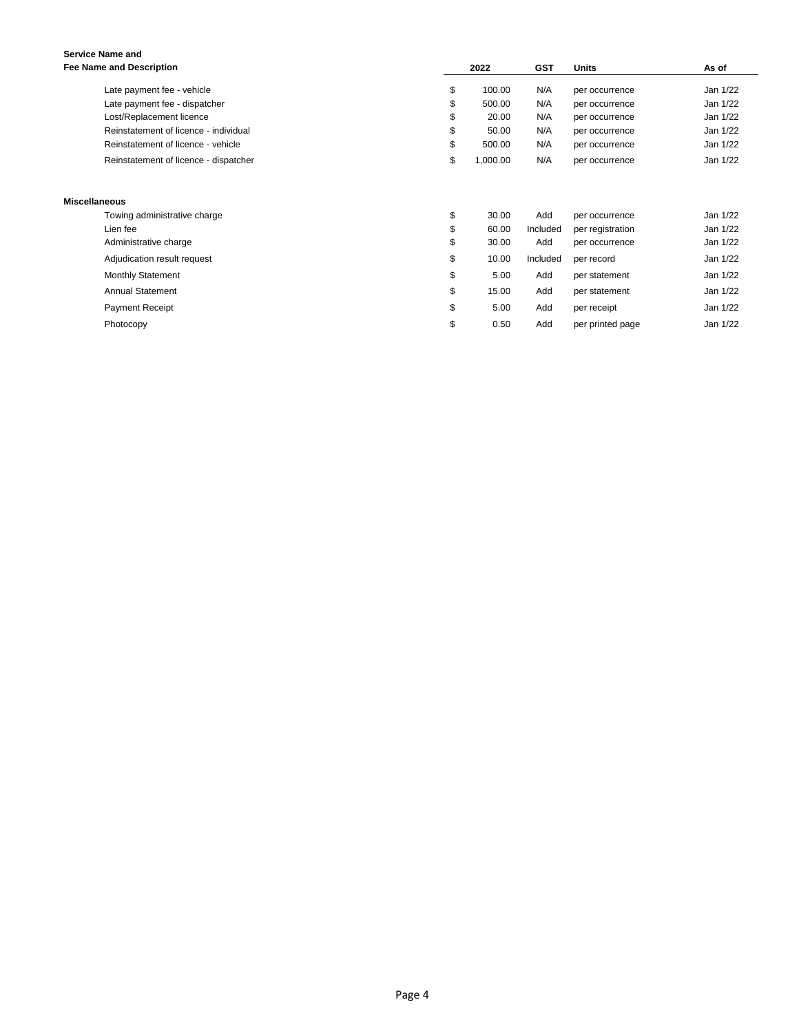| Service Name and Fee Name and Description | | 2022 | GST | Units | As of |
|---|---|---|---|---|---|
| Late payment fee - vehicle | $ | 100.00 | N/A | per occurrence | Jan 1/22 |
| Late payment fee - dispatcher | $ | 500.00 | N/A | per occurrence | Jan 1/22 |
| Lost/Replacement licence | $ | 20.00 | N/A | per occurrence | Jan 1/22 |
| Reinstatement of licence - individual | $ | 50.00 | N/A | per occurrence | Jan 1/22 |
| Reinstatement of licence - vehicle | $ | 500.00 | N/A | per occurrence | Jan 1/22 |
| Reinstatement of licence - dispatcher | $ | 1,000.00 | N/A | per occurrence | Jan 1/22 |
| **Miscellaneous** | | | | | |
| Towing administrative charge | $ | 30.00 | Add | per occurrence | Jan 1/22 |
| Lien fee | $ | 60.00 | Included | per registration | Jan 1/22 |
| Administrative charge | $ | 30.00 | Add | per occurrence | Jan 1/22 |
| Adjudication result request | $ | 10.00 | Included | per record | Jan 1/22 |
| Monthly Statement | $ | 5.00 | Add | per statement | Jan 1/22 |
| Annual Statement | $ | 15.00 | Add | per statement | Jan 1/22 |
| Payment Receipt | $ | 5.00 | Add | per receipt | Jan 1/22 |
| Photocopy | $ | 0.50 | Add | per printed page | Jan 1/22 |